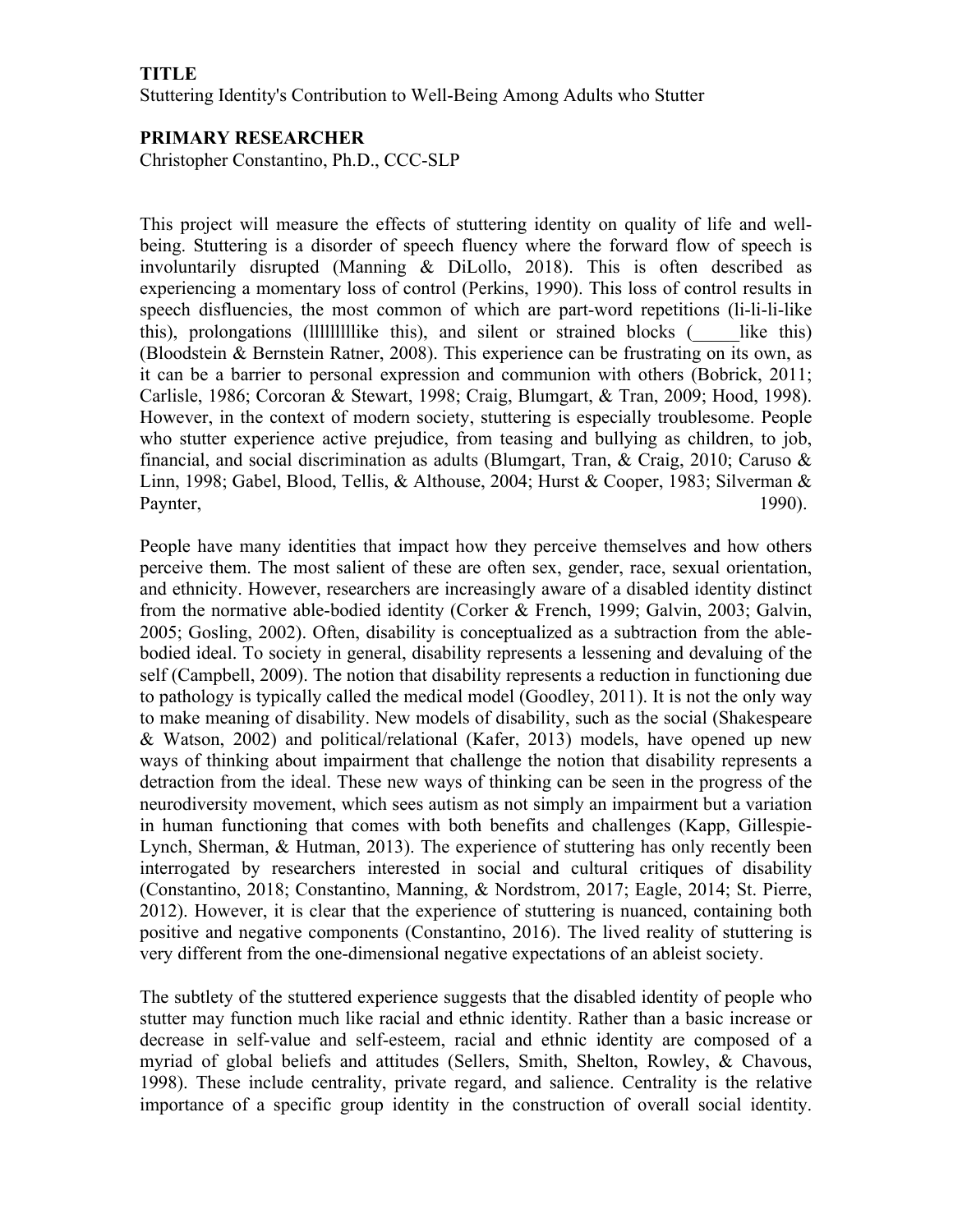**TITLE**

Stuttering Identity's Contribution to Well-Being Among Adults who Stutter

**PRIMARY RESEARCHER**

Christopher Constantino, Ph.D., CCC-SLP

This project will measure the effects of stuttering identity on quality of life and well-being. Stuttering is a disorder of speech fluency where the forward flow of speech is involuntarily disrupted (Manning & DiLollo, 2018). This is often described as experiencing a momentary loss of control (Perkins, 1990). This loss of control results in speech disfluencies, the most common of which are part-word repetitions (li-li-li-like this), prolongations (lllllllllike this), and silent or strained blocks (_____like this) (Bloodstein & Bernstein Ratner, 2008). This experience can be frustrating on its own, as it can be a barrier to personal expression and communion with others (Bobrick, 2011; Carlisle, 1986; Corcoran & Stewart, 1998; Craig, Blumgart, & Tran, 2009; Hood, 1998). However, in the context of modern society, stuttering is especially troublesome. People who stutter experience active prejudice, from teasing and bullying as children, to job, financial, and social discrimination as adults (Blumgart, Tran, & Craig, 2010; Caruso & Linn, 1998; Gabel, Blood, Tellis, & Althouse, 2004; Hurst & Cooper, 1983; Silverman & Paynter, 1990).

People have many identities that impact how they perceive themselves and how others perceive them. The most salient of these are often sex, gender, race, sexual orientation, and ethnicity. However, researchers are increasingly aware of a disabled identity distinct from the normative able-bodied identity (Corker & French, 1999; Galvin, 2003; Galvin, 2005; Gosling, 2002). Often, disability is conceptualized as a subtraction from the able-bodied ideal. To society in general, disability represents a lessening and devaluing of the self (Campbell, 2009). The notion that disability represents a reduction in functioning due to pathology is typically called the medical model (Goodley, 2011). It is not the only way to make meaning of disability. New models of disability, such as the social (Shakespeare & Watson, 2002) and political/relational (Kafer, 2013) models, have opened up new ways of thinking about impairment that challenge the notion that disability represents a detraction from the ideal. These new ways of thinking can be seen in the progress of the neurodiversity movement, which sees autism as not simply an impairment but a variation in human functioning that comes with both benefits and challenges (Kapp, Gillespie-Lynch, Sherman, & Hutman, 2013). The experience of stuttering has only recently been interrogated by researchers interested in social and cultural critiques of disability (Constantino, 2018; Constantino, Manning, & Nordstrom, 2017; Eagle, 2014; St. Pierre, 2012). However, it is clear that the experience of stuttering is nuanced, containing both positive and negative components (Constantino, 2016). The lived reality of stuttering is very different from the one-dimensional negative expectations of an ableist society.

The subtlety of the stuttered experience suggests that the disabled identity of people who stutter may function much like racial and ethnic identity. Rather than a basic increase or decrease in self-value and self-esteem, racial and ethnic identity are composed of a myriad of global beliefs and attitudes (Sellers, Smith, Shelton, Rowley, & Chavous, 1998). These include centrality, private regard, and salience. Centrality is the relative importance of a specific group identity in the construction of overall social identity.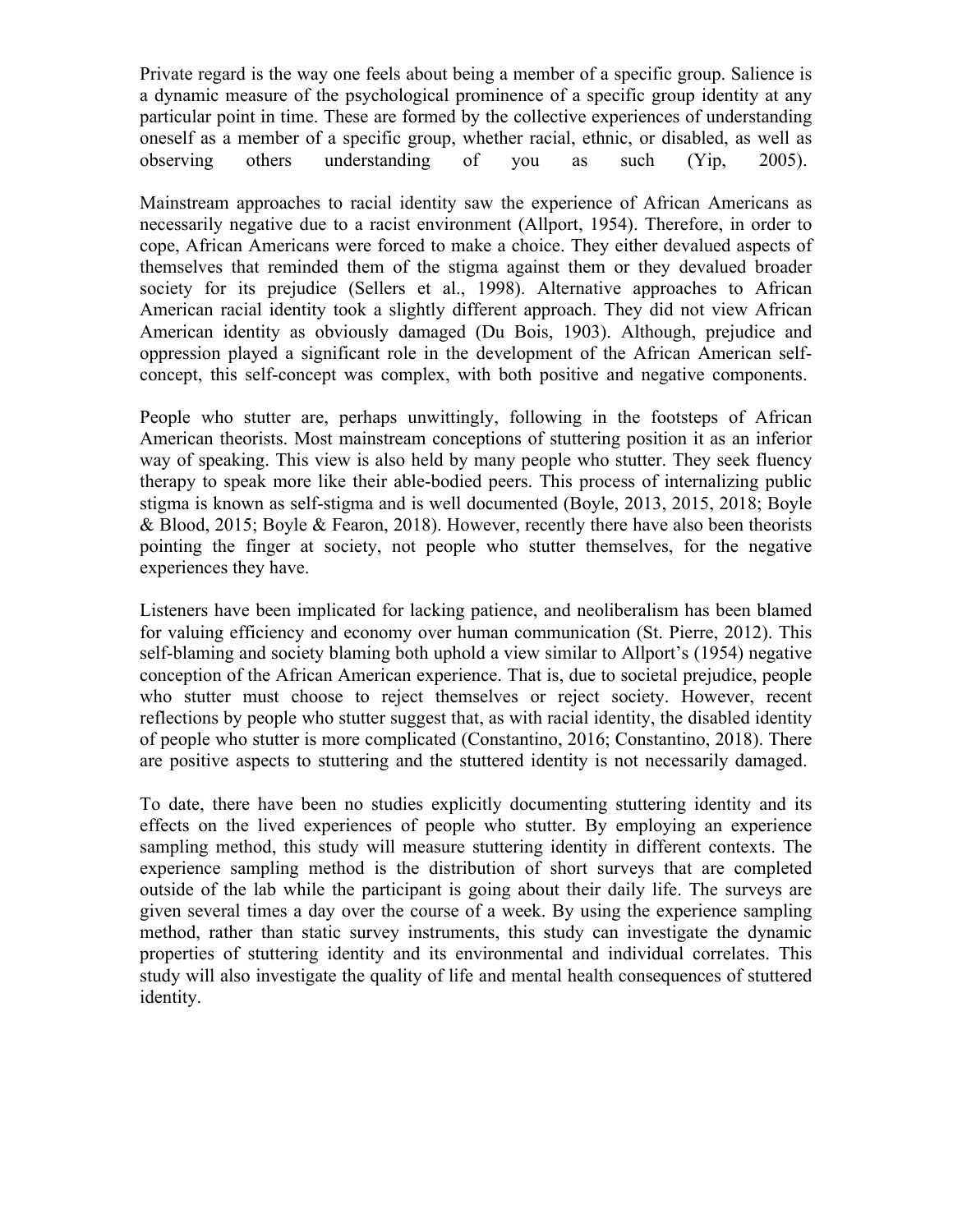Private regard is the way one feels about being a member of a specific group. Salience is a dynamic measure of the psychological prominence of a specific group identity at any particular point in time. These are formed by the collective experiences of understanding oneself as a member of a specific group, whether racial, ethnic, or disabled, as well as observing others understanding of you as such (Yip, 2005).

Mainstream approaches to racial identity saw the experience of African Americans as necessarily negative due to a racist environment (Allport, 1954). Therefore, in order to cope, African Americans were forced to make a choice. They either devalued aspects of themselves that reminded them of the stigma against them or they devalued broader society for its prejudice (Sellers et al., 1998). Alternative approaches to African American racial identity took a slightly different approach. They did not view African American identity as obviously damaged (Du Bois, 1903). Although, prejudice and oppression played a significant role in the development of the African American self-concept, this self-concept was complex, with both positive and negative components.

People who stutter are, perhaps unwittingly, following in the footsteps of African American theorists. Most mainstream conceptions of stuttering position it as an inferior way of speaking. This view is also held by many people who stutter. They seek fluency therapy to speak more like their able-bodied peers. This process of internalizing public stigma is known as self-stigma and is well documented (Boyle, 2013, 2015, 2018; Boyle & Blood, 2015; Boyle & Fearon, 2018). However, recently there have also been theorists pointing the finger at society, not people who stutter themselves, for the negative experiences they have.

Listeners have been implicated for lacking patience, and neoliberalism has been blamed for valuing efficiency and economy over human communication (St. Pierre, 2012). This self-blaming and society blaming both uphold a view similar to Allport's (1954) negative conception of the African American experience. That is, due to societal prejudice, people who stutter must choose to reject themselves or reject society. However, recent reflections by people who stutter suggest that, as with racial identity, the disabled identity of people who stutter is more complicated (Constantino, 2016; Constantino, 2018). There are positive aspects to stuttering and the stuttered identity is not necessarily damaged.

To date, there have been no studies explicitly documenting stuttering identity and its effects on the lived experiences of people who stutter. By employing an experience sampling method, this study will measure stuttering identity in different contexts. The experience sampling method is the distribution of short surveys that are completed outside of the lab while the participant is going about their daily life. The surveys are given several times a day over the course of a week. By using the experience sampling method, rather than static survey instruments, this study can investigate the dynamic properties of stuttering identity and its environmental and individual correlates. This study will also investigate the quality of life and mental health consequences of stuttered identity.